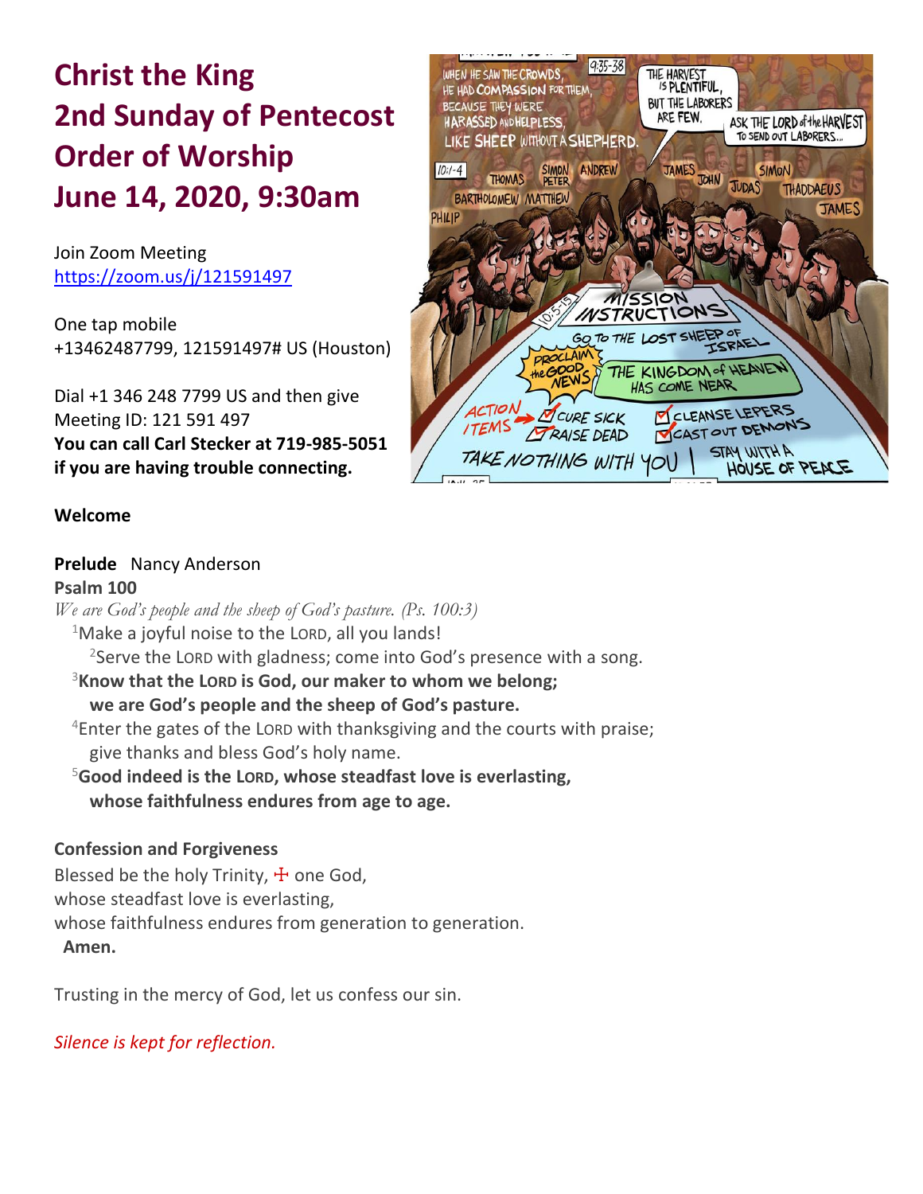# Christ the King
# 2nd Sunday of Pentecost
# Order of Worship
# June 14, 2020, 9:30am

Join Zoom Meeting
https://zoom.us/j/121591497

One tap mobile
+13462487799, 121591497# US (Houston)

Dial +1 346 248 7799 US and then give
Meeting ID: 121 591 497
**You can call Carl Stecker at 719-985-5051 if you are having trouble connecting.**

**Welcome**

**Prelude** Nancy Anderson

**Psalm 100**

*We are God's people and the sheep of God's pasture. (Ps. 100:3)*

[1]Make a joyful noise to the LORD, all you lands!
[2]Serve the LORD with gladness; come into God's presence with a song.
[3]**Know that the LORD is God, our maker to whom we belong;**
**we are God's people and the sheep of God's pasture.**
[4]Enter the gates of the LORD with thanksgiving and the courts with praise;
give thanks and bless God's holy name.
[5]**Good indeed is the LORD, whose steadfast love is everlasting,**
**whose faithfulness endures from age to age.**

**Confession and Forgiveness**

Blessed be the holy Trinity, ☩ one God,
whose steadfast love is everlasting,
whose faithfulness endures from generation to generation.
**Amen.**

Trusting in the mercy of God, let us confess our sin.

*Silence is kept for reflection.*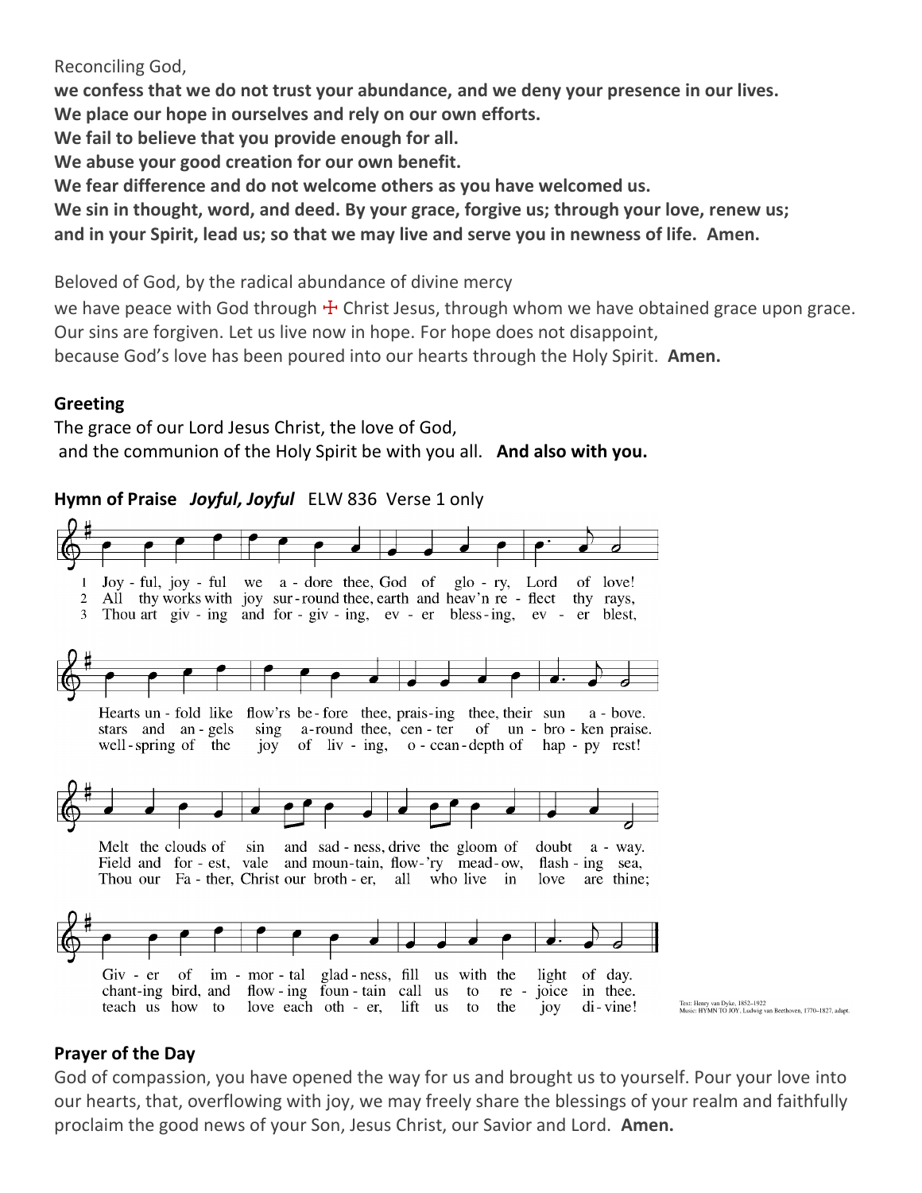Reconciling God,

**we confess that we do not trust your abundance, and we deny your presence in our lives.**
**We place our hope in ourselves and rely on our own efforts.**
**We fail to believe that you provide enough for all.**
**We abuse your good creation for our own benefit.**
**We fear difference and do not welcome others as you have welcomed us.**
**We sin in thought, word, and deed. By your grace, forgive us; through your love, renew us; and in your Spirit, lead us; so that we may live and serve you in newness of life. Amen.**

Beloved of God, by the radical abundance of divine mercy
we have peace with God through ☩ Christ Jesus, through whom we have obtained grace upon grace.
Our sins are forgiven. Let us live now in hope. For hope does not disappoint,
because God's love has been poured into our hearts through the Holy Spirit. **Amen.**

**Greeting**

The grace of our Lord Jesus Christ, the love of God,
and the communion of the Holy Spirit be with you all. **And also with you.**

**Hymn of Praise** ***Joyful, Joyful*** ELW 836 Verse 1 only

Text: Henry van Dyke, 1852–1922
Music: HYMN TO JOY, Ludwig van Beethoven, 1770–1827, adapt.

**Prayer of the Day**

God of compassion, you have opened the way for us and brought us to yourself. Pour your love into our hearts, that, overflowing with joy, we may freely share the blessings of your realm and faithfully proclaim the good news of your Son, Jesus Christ, our Savior and Lord. **Amen.**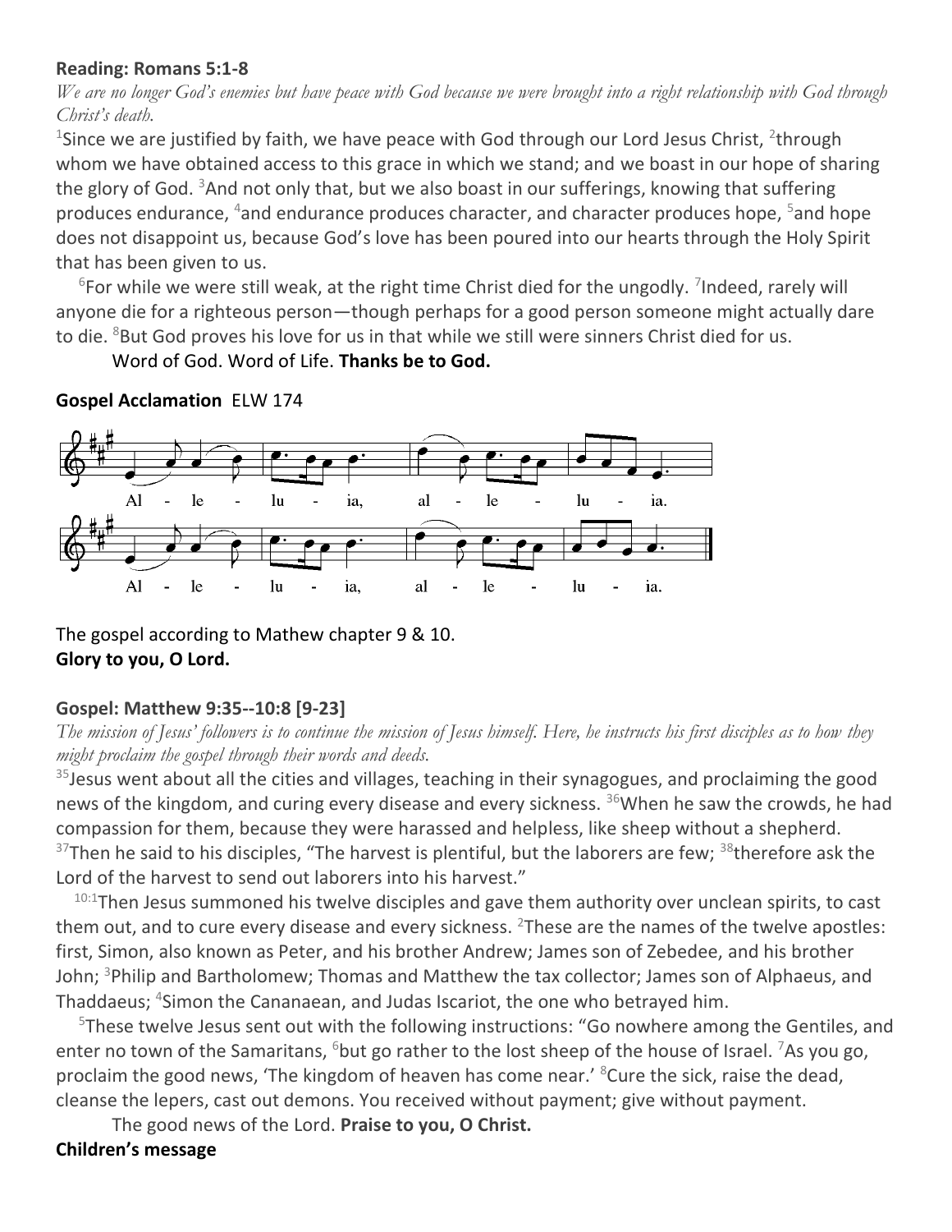**Reading: Romans 5:1-8**

*We are no longer God's enemies but have peace with God because we were brought into a right relationship with God through Christ's death.*

[1]Since we are justified by faith, we have peace with God through our Lord Jesus Christ, [2]through whom we have obtained access to this grace in which we stand; and we boast in our hope of sharing the glory of God. [3]And not only that, but we also boast in our sufferings, knowing that suffering produces endurance, [4]and endurance produces character, and character produces hope, [5]and hope does not disappoint us, because God's love has been poured into our hearts through the Holy Spirit that has been given to us.

[6]For while we were still weak, at the right time Christ died for the ungodly. [7]Indeed, rarely will anyone die for a righteous person—though perhaps for a good person someone might actually dare to die. [8]But God proves his love for us in that while we still were sinners Christ died for us.

Word of God. Word of Life. **Thanks be to God.**

**Gospel Acclamation** ELW 174

Al - le - lu - ia, al - le - lu - ia.
Al - le - lu - ia, al - le - lu - ia.

The gospel according to Mathew chapter 9 & 10.
**Glory to you, O Lord.**

**Gospel: Matthew 9:35--10:8 [9-23]**

*The mission of Jesus' followers is to continue the mission of Jesus himself. Here, he instructs his first disciples as to how they might proclaim the gospel through their words and deeds.*

[35]Jesus went about all the cities and villages, teaching in their synagogues, and proclaiming the good news of the kingdom, and curing every disease and every sickness. [36]When he saw the crowds, he had compassion for them, because they were harassed and helpless, like sheep without a shepherd. [37]Then he said to his disciples, "The harvest is plentiful, but the laborers are few; [38]therefore ask the Lord of the harvest to send out laborers into his harvest."

[10:1]Then Jesus summoned his twelve disciples and gave them authority over unclean spirits, to cast them out, and to cure every disease and every sickness. [2]These are the names of the twelve apostles: first, Simon, also known as Peter, and his brother Andrew; James son of Zebedee, and his brother John; [3]Philip and Bartholomew; Thomas and Matthew the tax collector; James son of Alphaeus, and Thaddaeus; [4]Simon the Cananaean, and Judas Iscariot, the one who betrayed him.

[5]These twelve Jesus sent out with the following instructions: "Go nowhere among the Gentiles, and enter no town of the Samaritans, [6]but go rather to the lost sheep of the house of Israel. [7]As you go, proclaim the good news, 'The kingdom of heaven has come near.' [8]Cure the sick, raise the dead, cleanse the lepers, cast out demons. You received without payment; give without payment.

The good news of the Lord. **Praise to you, O Christ.**

**Children's message**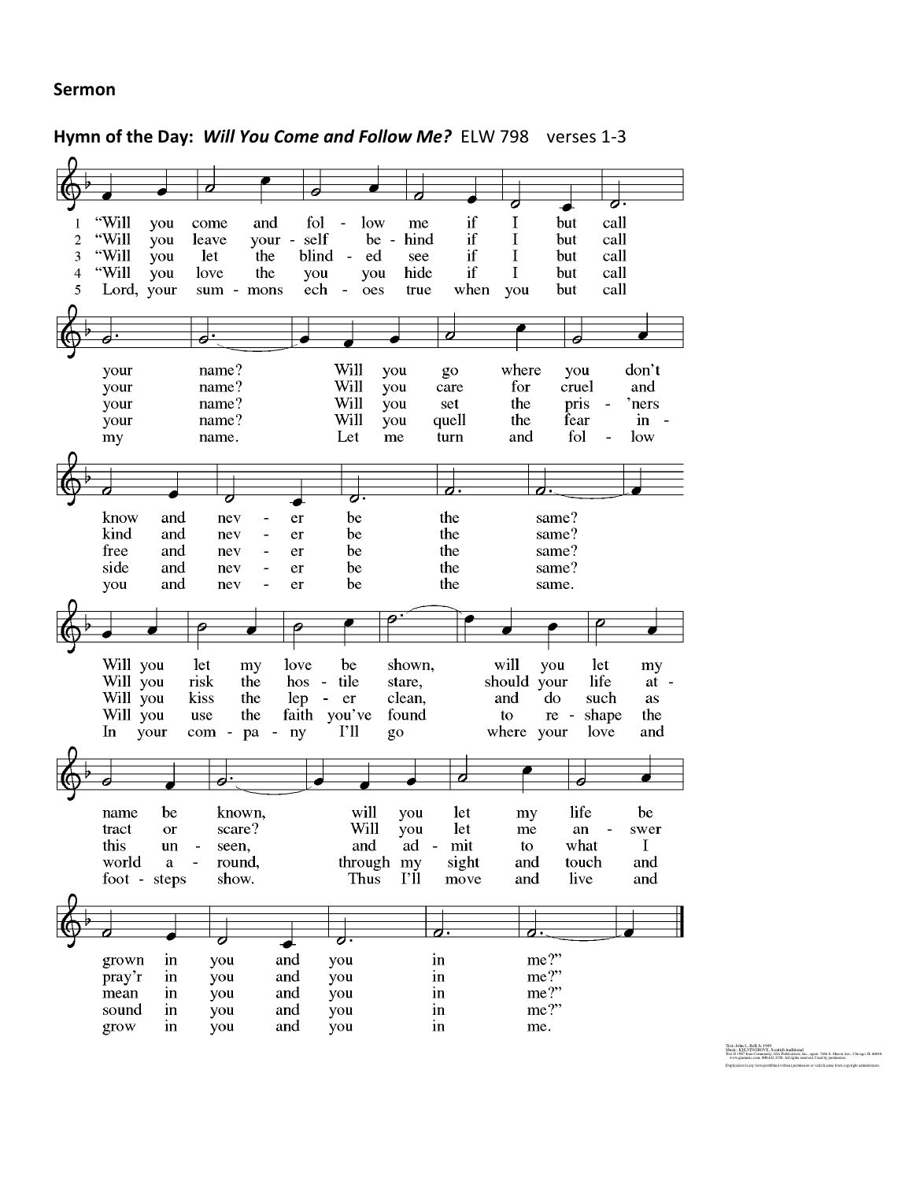**Sermon**

**Hymn of the Day:** ***Will You Come and Follow Me?*** ELW 798 verses 1-3

1 "Will you come and follow me if I but call your name? Will you go where you don't know and never be the same? Will you let my love be shown, will you let my name be known, will you let my life be grown in you and you in me?"

2 "Will you leave yourself behind if I but call your name? Will you care for cruel and kind and never be the same? Will you risk the hostile stare, should your life attract or scare? Will you let me answer pray'r in you and you in me?"

3 "Will you let the blinded see if I but call your name? Will you set the pris'ners free and never be the same? Will you kiss the leper clean, and do such as this unseen, and admit to what I mean in you and you in me?"

4 "Will you love the you you hide if I but call your name? Will you quell the fear inside and never be the same? Will you use the faith you've found to reshape the world around, through my sight and touch and sound in you and you in me?"

5 Lord, your summons echoes true when you but call my name. Let me turn and follow you and never be the same. In your company I'll go where your love and footsteps show. Thus I'll move and live and grow in you and you in me.

Text: John L. Bell, b. 1949
Music: KELVINGROVE, Scottish traditional
Text © 1987 Iona Community, GIA Publications, Inc., agent. 7404 S. Mason Ave., Chicago, IL 60638. www.giamusic.com. 800.442.3358. All rights reserved. Used by permission.
Duplication in any form prohibited without permission or valid license from copyright administrator.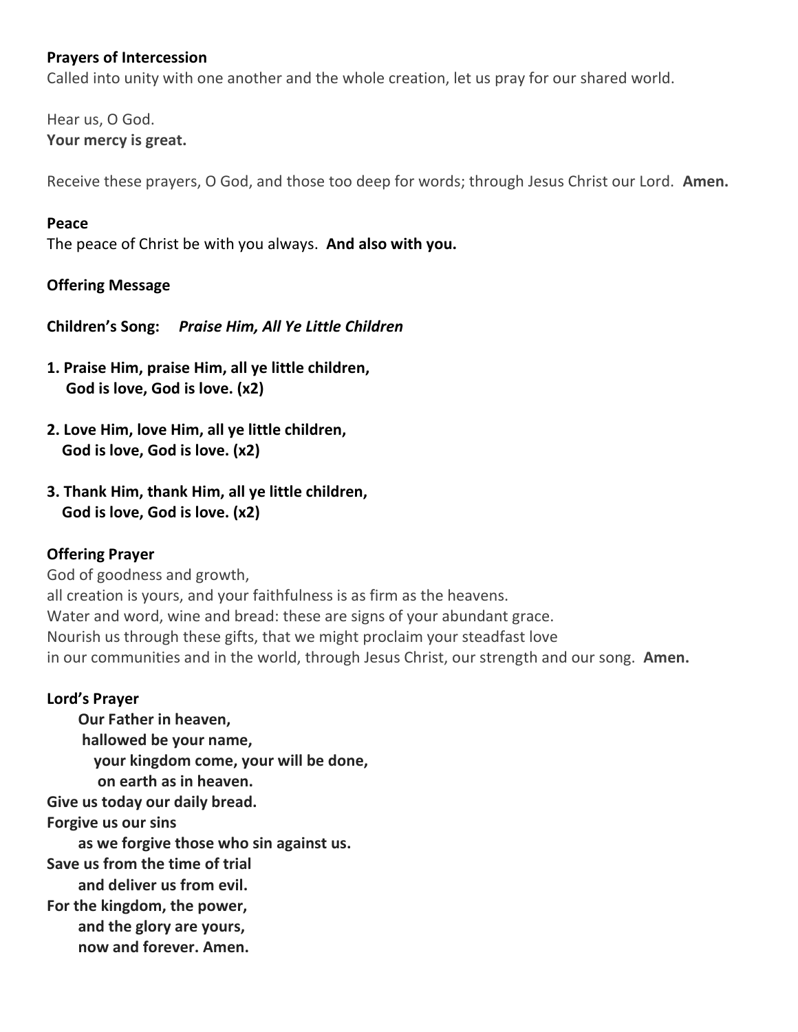**Prayers of Intercession**
Called into unity with one another and the whole creation, let us pray for our shared world.

Hear us, O God.
**Your mercy is great.**

Receive these prayers, O God, and those too deep for words; through Jesus Christ our Lord. **Amen.**

**Peace**
The peace of Christ be with you always. **And also with you.**

**Offering Message**

**Children's Song:** ***Praise Him, All Ye Little Children***

**1. Praise Him, praise Him, all ye little children,**
**God is love, God is love. (x2)**

**2. Love Him, love Him, all ye little children,**
**God is love, God is love. (x2)**

**3. Thank Him, thank Him, all ye little children,**
**God is love, God is love. (x2)**

**Offering Prayer**
God of goodness and growth,
all creation is yours, and your faithfulness is as firm as the heavens.
Water and word, wine and bread: these are signs of your abundant grace.
Nourish us through these gifts, that we might proclaim your steadfast love
in our communities and in the world, through Jesus Christ, our strength and our song. **Amen.**

**Lord's Prayer**
**Our Father in heaven,**
**hallowed be your name,**
**your kingdom come, your will be done,**
**on earth as in heaven.**
**Give us today our daily bread.**
**Forgive us our sins**
**as we forgive those who sin against us.**
**Save us from the time of trial**
**and deliver us from evil.**
**For the kingdom, the power,**
**and the glory are yours,**
**now and forever. Amen.**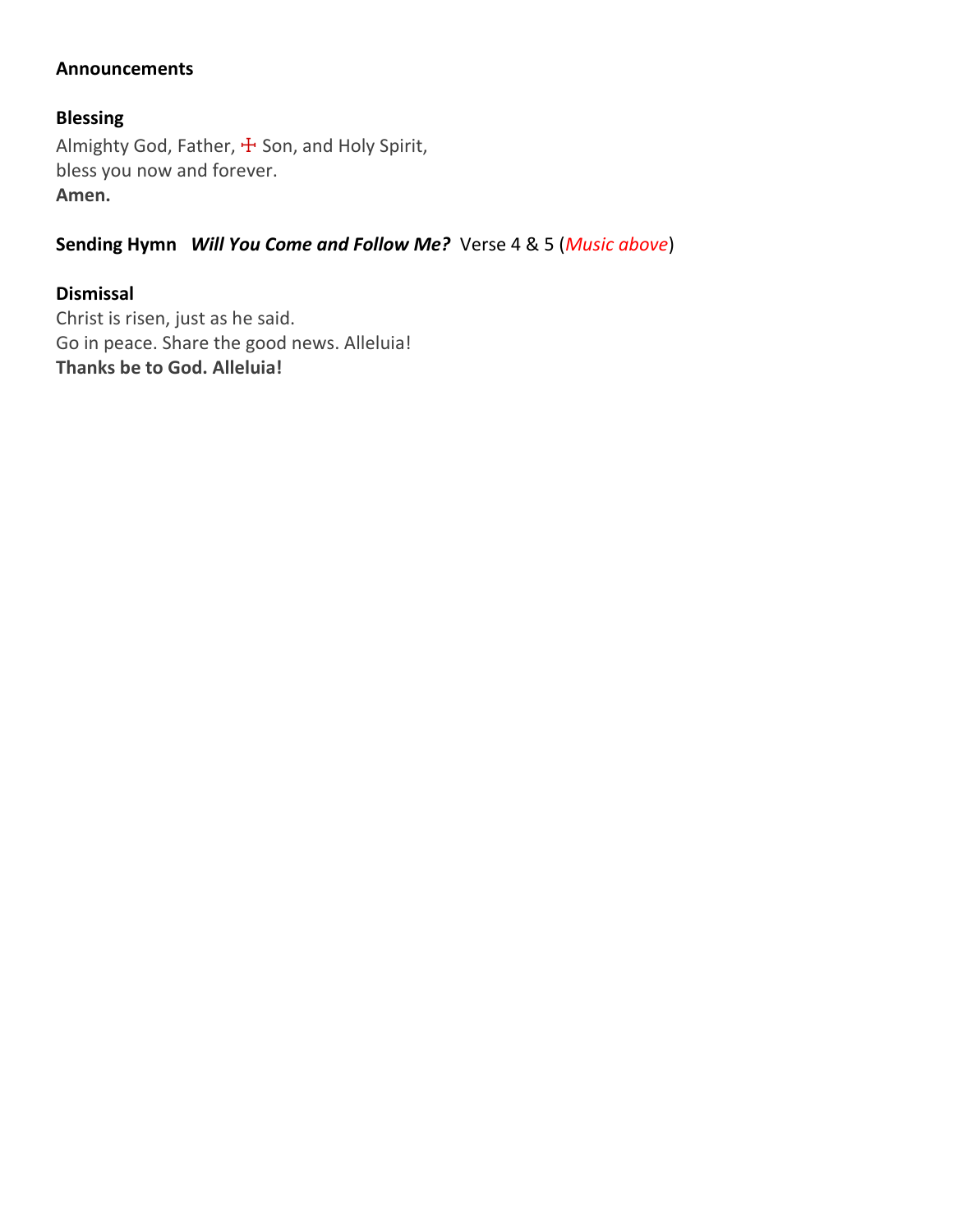**Announcements**

**Blessing**
Almighty God, Father, ☩ Son, and Holy Spirit,
bless you now and forever.
**Amen.**

**Sending Hymn** ***Will You Come and Follow Me?*** Verse 4 & 5 (*Music above*)

**Dismissal**
Christ is risen, just as he said.
Go in peace. Share the good news. Alleluia!
**Thanks be to God. Alleluia!**